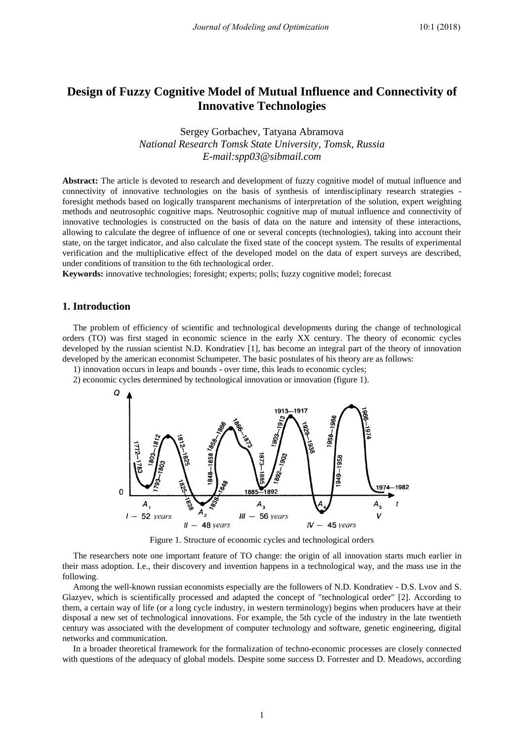# Design of Fuzzy Cognitive Model of Mutual Influence and Connectivity of Innovative Technologies

Sergey Gorbachev, Tatyana Abramova
*National Research Tomsk State University, Tomsk, Russia*
*E-mail:spp03@sibmail.com*

**Abstract:** The article is devoted to research and development of fuzzy cognitive model of mutual influence and connectivity of innovative technologies on the basis of synthesis of interdisciplinary research strategies - foresight methods based on logically transparent mechanisms of interpretation of the solution, expert weighting methods and neutrosophic cognitive maps. Neutrosophic cognitive map of mutual influence and connectivity of innovative technologies is constructed on the basis of data on the nature and intensity of these interactions, allowing to calculate the degree of influence of one or several concepts (technologies), taking into account their state, on the target indicator, and also calculate the fixed state of the concept system. The results of experimental verification and the multiplicative effect of the developed model on the data of expert surveys are described, under conditions of transition to the 6th technological order.

**Keywords:** innovative technologies; foresight; experts; polls; fuzzy cognitive model; forecast

## 1. Introduction

The problem of efficiency of scientific and technological developments during the change of technological orders (TO) was first staged in economic science in the early XX century. The theory of economic cycles developed by the russian scientist N.D. Kondratiev [1], has become an integral part of the theory of innovation developed by the american economist Schumpeter. The basic postulates of his theory are as follows:

1) innovation occurs in leaps and bounds - over time, this leads to economic cycles;
2) economic cycles determined by technological innovation or innovation (figure 1).

Figure 1. Structure of economic cycles and technological orders

The researchers note one important feature of TO change: the origin of all innovation starts much earlier in their mass adoption. I.e., their discovery and invention happens in a technological way, and the mass use in the following.

Among the well-known russian economists especially are the followers of N.D. Kondratiev - D.S. Lvov and S. Glazyev, which is scientifically processed and adapted the concept of "technological order" [2]. According to them, a certain way of life (or a long cycle industry, in western terminology) begins when producers have at their disposal a new set of technological innovations. For example, the 5th cycle of the industry in the late twentieth century was associated with the development of computer technology and software, genetic engineering, digital networks and communication.

In a broader theoretical framework for the formalization of techno-economic processes are closely connected with questions of the adequacy of global models. Despite some success D. Forrester and D. Meadows, according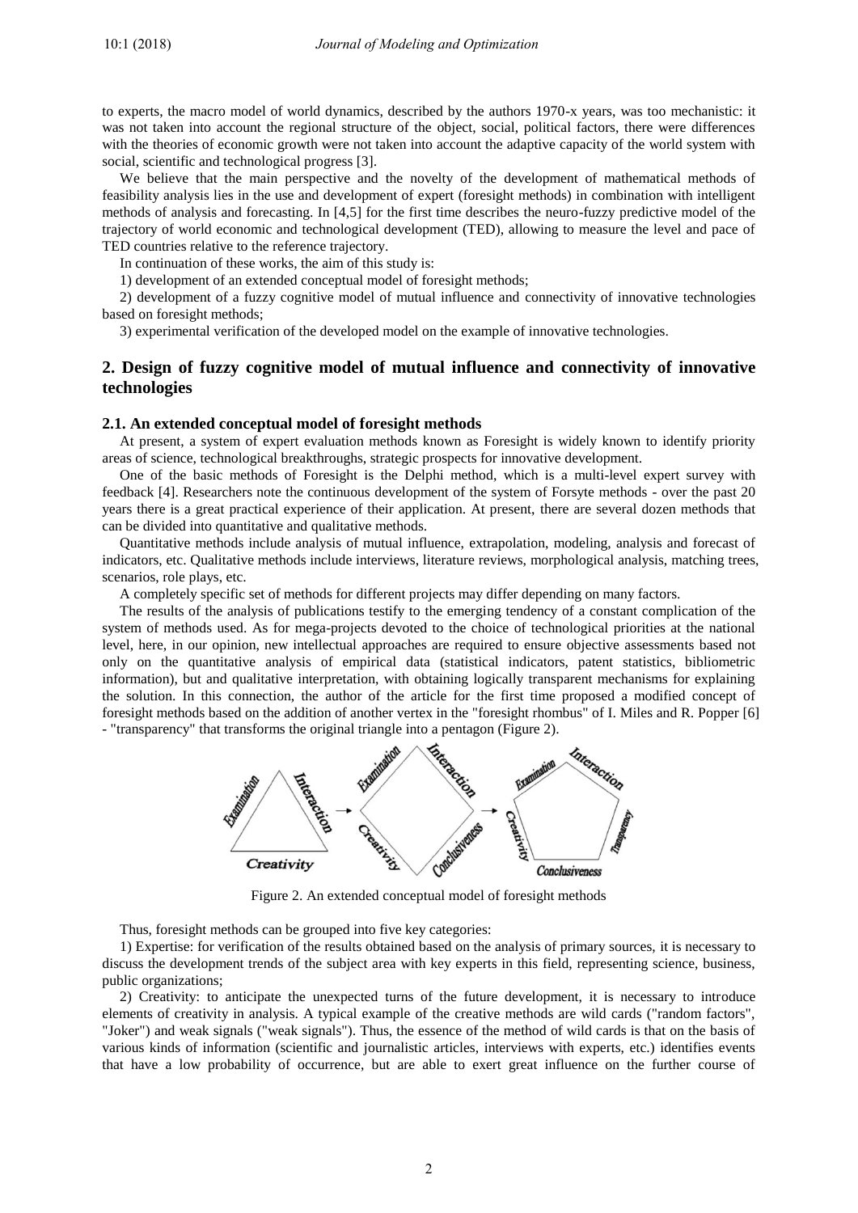to experts, the macro model of world dynamics, described by the authors 1970-x years, was too mechanistic: it was not taken into account the regional structure of the object, social, political factors, there were differences with the theories of economic growth were not taken into account the adaptive capacity of the world system with social, scientific and technological progress [3].

We believe that the main perspective and the novelty of the development of mathematical methods of feasibility analysis lies in the use and development of expert (foresight methods) in combination with intelligent methods of analysis and forecasting. In [4,5] for the first time describes the neuro-fuzzy predictive model of the trajectory of world economic and technological development (TED), allowing to measure the level and pace of TED countries relative to the reference trajectory.

In continuation of these works, the aim of this study is:

1) development of an extended conceptual model of foresight methods;

2) development of a fuzzy cognitive model of mutual influence and connectivity of innovative technologies based on foresight methods;

3) experimental verification of the developed model on the example of innovative technologies.

## 2. Design of fuzzy cognitive model of mutual influence and connectivity of innovative technologies

### 2.1. An extended conceptual model of foresight methods

At present, a system of expert evaluation methods known as Foresight is widely known to identify priority areas of science, technological breakthroughs, strategic prospects for innovative development.

One of the basic methods of Foresight is the Delphi method, which is a multi-level expert survey with feedback [4]. Researchers note the continuous development of the system of Forsyte methods - over the past 20 years there is a great practical experience of their application. At present, there are several dozen methods that can be divided into quantitative and qualitative methods.

Quantitative methods include analysis of mutual influence, extrapolation, modeling, analysis and forecast of indicators, etc. Qualitative methods include interviews, literature reviews, morphological analysis, matching trees, scenarios, role plays, etc.

A completely specific set of methods for different projects may differ depending on many factors.

The results of the analysis of publications testify to the emerging tendency of a constant complication of the system of methods used. As for mega-projects devoted to the choice of technological priorities at the national level, here, in our opinion, new intellectual approaches are required to ensure objective assessments based not only on the quantitative analysis of empirical data (statistical indicators, patent statistics, bibliometric information), but and qualitative interpretation, with obtaining logically transparent mechanisms for explaining the solution. In this connection, the author of the article for the first time proposed a modified concept of foresight methods based on the addition of another vertex in the "foresight rhombus" of I. Miles and R. Popper [6] - "transparency" that transforms the original triangle into a pentagon (Figure 2).

Figure 2. An extended conceptual model of foresight methods

Thus, foresight methods can be grouped into five key categories:

1) Expertise: for verification of the results obtained based on the analysis of primary sources, it is necessary to discuss the development trends of the subject area with key experts in this field, representing science, business, public organizations;

2) Creativity: to anticipate the unexpected turns of the future development, it is necessary to introduce elements of creativity in analysis. A typical example of the creative methods are wild cards ("random factors", "Joker") and weak signals ("weak signals"). Thus, the essence of the method of wild cards is that on the basis of various kinds of information (scientific and journalistic articles, interviews with experts, etc.) identifies events that have a low probability of occurrence, but are able to exert great influence on the further course of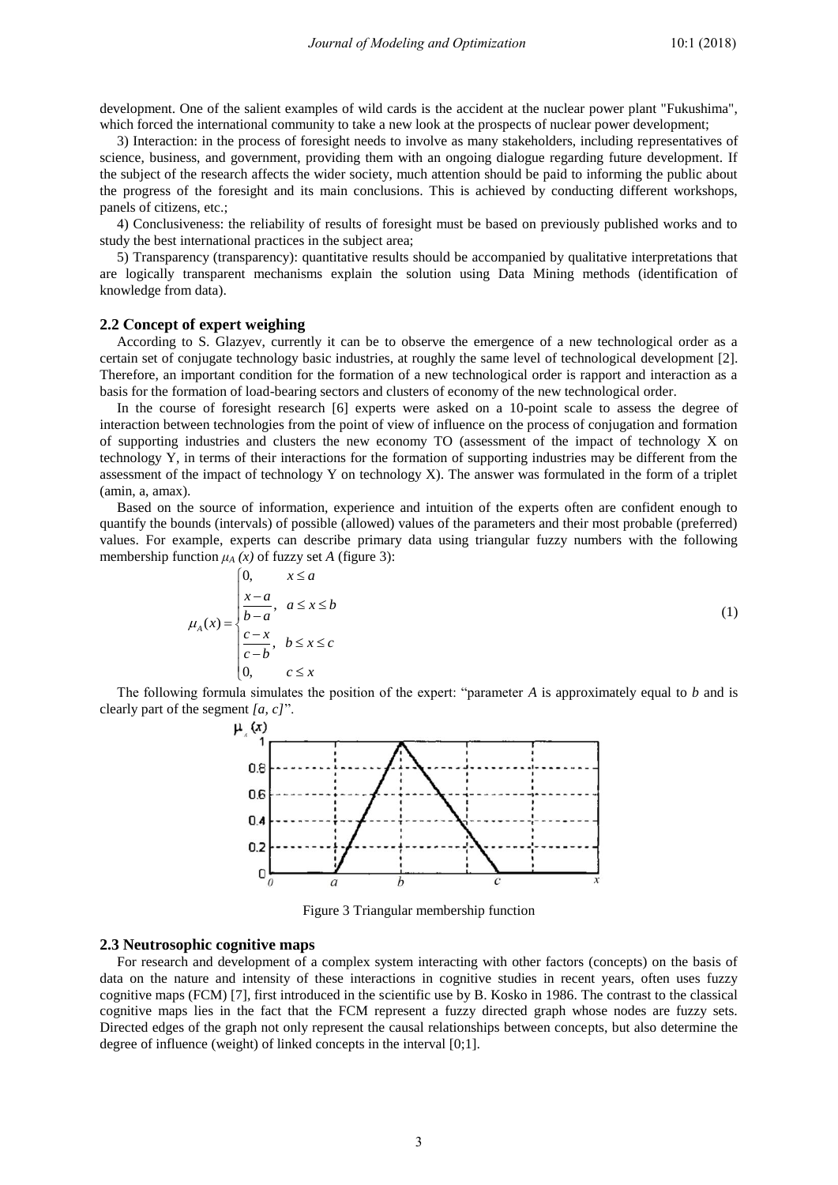development. One of the salient examples of wild cards is the accident at the nuclear power plant "Fukushima", which forced the international community to take a new look at the prospects of nuclear power development;

3) Interaction: in the process of foresight needs to involve as many stakeholders, including representatives of science, business, and government, providing them with an ongoing dialogue regarding future development. If the subject of the research affects the wider society, much attention should be paid to informing the public about the progress of the foresight and its main conclusions. This is achieved by conducting different workshops, panels of citizens, etc.;

4) Conclusiveness: the reliability of results of foresight must be based on previously published works and to study the best international practices in the subject area;

5) Transparency (transparency): quantitative results should be accompanied by qualitative interpretations that are logically transparent mechanisms explain the solution using Data Mining methods (identification of knowledge from data).

### 2.2 Concept of expert weighing

According to S. Glazyev, currently it can be to observe the emergence of a new technological order as a certain set of conjugate technology basic industries, at roughly the same level of technological development [2]. Therefore, an important condition for the formation of a new technological order is rapport and interaction as a basis for the formation of load-bearing sectors and clusters of economy of the new technological order.

In the course of foresight research [6] experts were asked on a 10-point scale to assess the degree of interaction between technologies from the point of view of influence on the process of conjugation and formation of supporting industries and clusters the new economy TO (assessment of the impact of technology X on technology Y, in terms of their interactions for the formation of supporting industries may be different from the assessment of the impact of technology Y on technology X). The answer was formulated in the form of a triplet (amin, a, amax).

Based on the source of information, experience and intuition of the experts often are confident enough to quantify the bounds (intervals) of possible (allowed) values of the parameters and their most probable (preferred) values. For example, experts can describe primary data using triangular fuzzy numbers with the following membership function $\mu_A(x)$ of fuzzy set $A$ (figure 3):

$$
\mu_A(x) = \begin{cases} 0, & x \le a \\ \dfrac{x-a}{b-a}, & a \le x \le b \\ \dfrac{c-x}{c-b}, & b \le x \le c \\ 0, & c \le x \end{cases} \tag{1}
$$

The following formula simulates the position of the expert: "parameter $A$ is approximately equal to $b$ and is clearly part of the segment $[a, c]$".

Figure 3 Triangular membership function

### 2.3 Neutrosophic cognitive maps

For research and development of a complex system interacting with other factors (concepts) on the basis of data on the nature and intensity of these interactions in cognitive studies in recent years, often uses fuzzy cognitive maps (FCM) [7], first introduced in the scientific use by B. Kosko in 1986. The contrast to the classical cognitive maps lies in the fact that the FCM represent a fuzzy directed graph whose nodes are fuzzy sets. Directed edges of the graph not only represent the causal relationships between concepts, but also determine the degree of influence (weight) of linked concepts in the interval [0;1].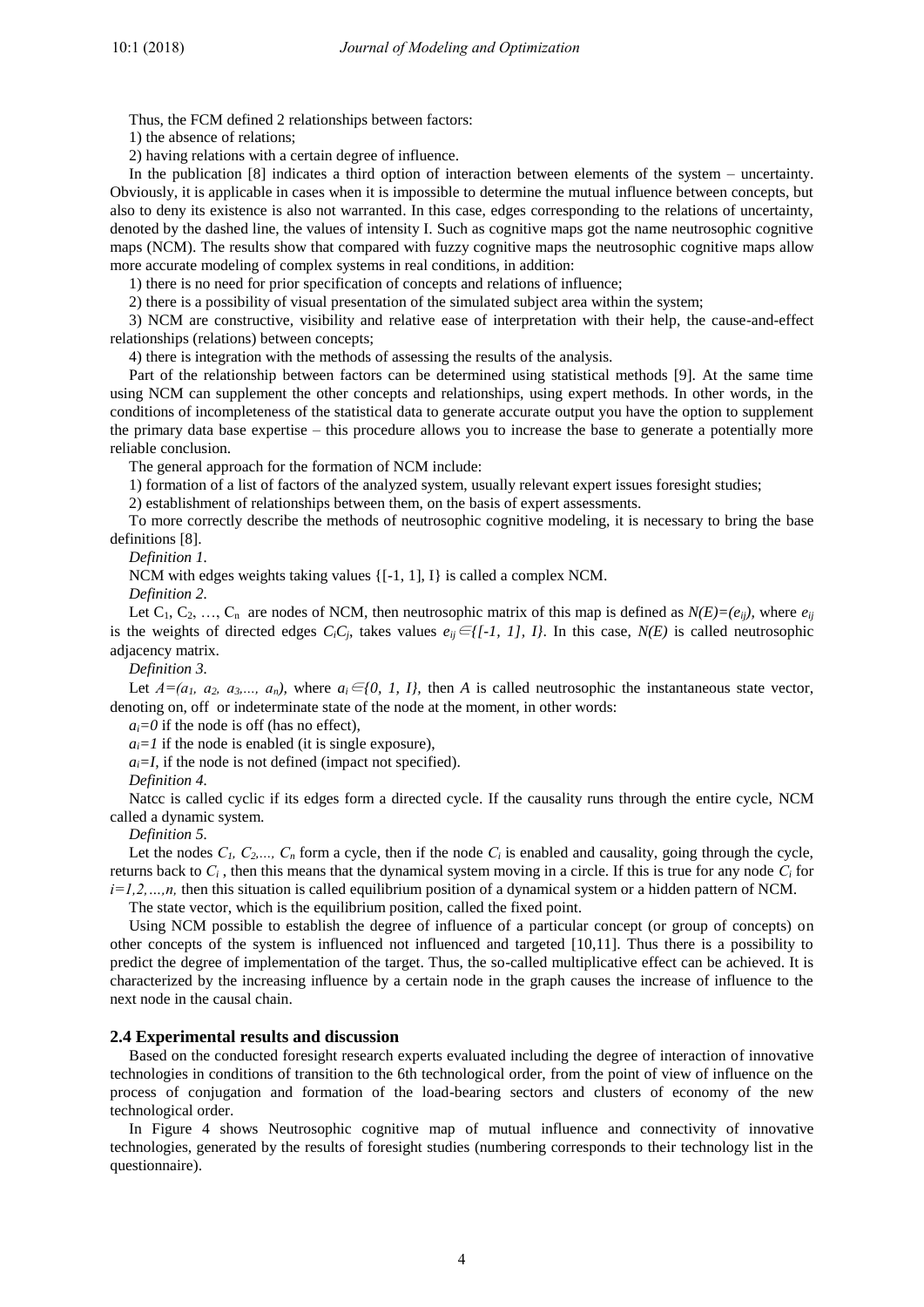Thus, the FCM defined 2 relationships between factors:

1) the absence of relations;

2) having relations with a certain degree of influence.

In the publication [8] indicates a third option of interaction between elements of the system – uncertainty. Obviously, it is applicable in cases when it is impossible to determine the mutual influence between concepts, but also to deny its existence is also not warranted. In this case, edges corresponding to the relations of uncertainty, denoted by the dashed line, the values of intensity I. Such as cognitive maps got the name neutrosophic cognitive maps (NCM). The results show that compared with fuzzy cognitive maps the neutrosophic cognitive maps allow more accurate modeling of complex systems in real conditions, in addition:

1) there is no need for prior specification of concepts and relations of influence;

2) there is a possibility of visual presentation of the simulated subject area within the system;

3) NCM are constructive, visibility and relative ease of interpretation with their help, the cause-and-effect relationships (relations) between concepts;

4) there is integration with the methods of assessing the results of the analysis.

Part of the relationship between factors can be determined using statistical methods [9]. At the same time using NCM can supplement the other concepts and relationships, using expert methods. In other words, in the conditions of incompleteness of the statistical data to generate accurate output you have the option to supplement the primary data base expertise – this procedure allows you to increase the base to generate a potentially more reliable conclusion.

The general approach for the formation of NCM include:

1) formation of a list of factors of the analyzed system, usually relevant expert issues foresight studies;

2) establishment of relationships between them, on the basis of expert assessments.

To more correctly describe the methods of neutrosophic cognitive modeling, it is necessary to bring the base definitions [8].

*Definition 1.*

NCM with edges weights taking values {[-1, 1], I} is called a complex NCM.

*Definition 2.*

Let $C_1, C_2, \ldots, C_n$ are nodes of NCM, then neutrosophic matrix of this map is defined as $N(E)=(e_{ij})$, where $e_{ij}$ is the weights of directed edges $C_iC_j$, takes values $e_{ij} \in \{[-1, 1], I\}$. In this case, $N(E)$ is called neutrosophic adjacency matrix.

*Definition 3.*

Let $A=(a_1, a_2, a_3, \ldots, a_n)$, where $a_i \in \{0, 1, I\}$, then $A$ is called neutrosophic the instantaneous state vector, denoting on, off or indeterminate state of the node at the moment, in other words:

$a_i=0$ if the node is off (has no effect),

$a_i=1$ if the node is enabled (it is single exposure),

$a_i=I$, if the node is not defined (impact not specified).

*Definition 4.*

Natcc is called cyclic if its edges form a directed cycle. If the causality runs through the entire cycle, NCM called a dynamic system.

*Definition 5.*

Let the nodes $C_1, C_2, \ldots, C_n$ form a cycle, then if the node $C_i$ is enabled and causality, going through the cycle, returns back to $C_i$, then this means that the dynamical system moving in a circle. If this is true for any node $C_i$ for $i=1,2,\ldots,n$, then this situation is called equilibrium position of a dynamical system or a hidden pattern of NCM.

The state vector, which is the equilibrium position, called the fixed point.

Using NCM possible to establish the degree of influence of a particular concept (or group of concepts) on other concepts of the system is influenced not influenced and targeted [10,11]. Thus there is a possibility to predict the degree of implementation of the target. Thus, the so-called multiplicative effect can be achieved. It is characterized by the increasing influence by a certain node in the graph causes the increase of influence to the next node in the causal chain.

## 2.4 Experimental results and discussion

Based on the conducted foresight research experts evaluated including the degree of interaction of innovative technologies in conditions of transition to the 6th technological order, from the point of view of influence on the process of conjugation and formation of the load-bearing sectors and clusters of economy of the new technological order.

In Figure 4 shows Neutrosophic cognitive map of mutual influence and connectivity of innovative technologies, generated by the results of foresight studies (numbering corresponds to their technology list in the questionnaire).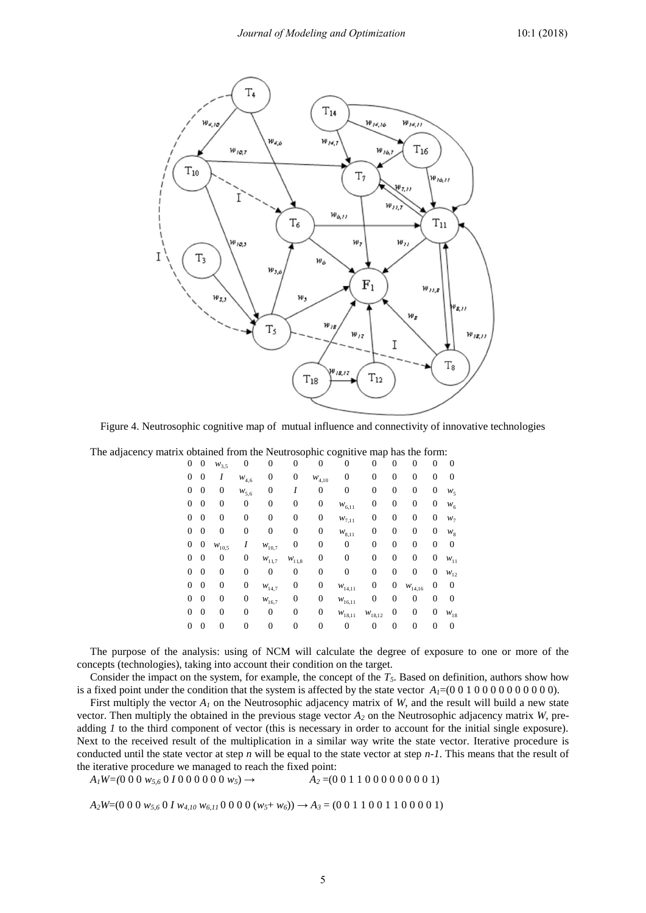Figure 4. Neutrosophic cognitive map of mutual influence and connectivity of innovative technologies

The adjacency matrix obtained from the Neutrosophic cognitive map has the form:

$$
\begin{matrix}
0 & 0 & w_{3,5} & 0 & 0 & 0 & 0 & 0 & 0 & 0 & 0 & 0 \\
0 & 0 & I & w_{4,6} & 0 & 0 & w_{4,10} & 0 & 0 & 0 & 0 & 0 \\
0 & 0 & 0 & w_{5,6} & 0 & I & 0 & 0 & 0 & 0 & 0 & w_{5} \\
0 & 0 & 0 & 0 & 0 & 0 & 0 & w_{6,11} & 0 & 0 & 0 & w_{6} \\
0 & 0 & 0 & 0 & 0 & 0 & 0 & w_{7,11} & 0 & 0 & 0 & w_{7} \\
0 & 0 & 0 & 0 & 0 & 0 & 0 & w_{8,11} & 0 & 0 & 0 & w_{8} \\
0 & 0 & w_{10,5} & I & w_{10,7} & 0 & 0 & 0 & 0 & 0 & 0 & 0 \\
0 & 0 & 0 & 0 & w_{11,7} & w_{11,8} & 0 & 0 & 0 & 0 & 0 & w_{11} \\
0 & 0 & 0 & 0 & 0 & 0 & 0 & 0 & 0 & 0 & 0 & w_{12} \\
0 & 0 & 0 & 0 & w_{14,7} & 0 & 0 & w_{14,11} & 0 & 0 & w_{14,16} & 0 \\
0 & 0 & 0 & 0 & w_{16,7} & 0 & 0 & w_{16,11} & 0 & 0 & 0 & 0 \\
0 & 0 & 0 & 0 & 0 & 0 & 0 & w_{18,11} & w_{18,12} & 0 & 0 & w_{18} \\
0 & 0 & 0 & 0 & 0 & 0 & 0 & 0 & 0 & 0 & 0 & 0
\end{matrix}
$$

The purpose of the analysis: using of NCM will calculate the degree of exposure to one or more of the concepts (technologies), taking into account their condition on the target.

Consider the impact on the system, for example, the concept of the $T_5$. Based on definition, authors show how is a fixed point under the condition that the system is affected by the state vector $A_1$=(0 0 1 0 0 0 0 0 0 0 0 0 0).

First multiply the vector $A_1$ on the Neutrosophic adjacency matrix of *W*, and the result will build a new state vector. Then multiply the obtained in the previous stage vector $A_2$ on the Neutrosophic adjacency matrix *W*, pre-adding *1* to the third component of vector (this is necessary in order to account for the initial single exposure). Next to the received result of the multiplication in a similar way write the state vector. Iterative procedure is conducted until the state vector at step *n* will be equal to the state vector at step *n-1*. This means that the result of the iterative procedure we managed to reach the fixed point:

$A_1W$=(0 0 0 $w_{5,6}$ 0 $I$ 0 0 0 0 0 0 $w_5$) → $A_2$ =(0 0 1 1 0 0 0 0 0 0 0 0 1)

$A_2W$=(0 0 0 $w_{5,6}$ 0 $I$ $w_{4,10}$ $w_{6,11}$ 0 0 0 0 ($w_5$+ $w_6$)) → $A_3$ = (0 0 1 1 0 0 1 1 0 0 0 0 1)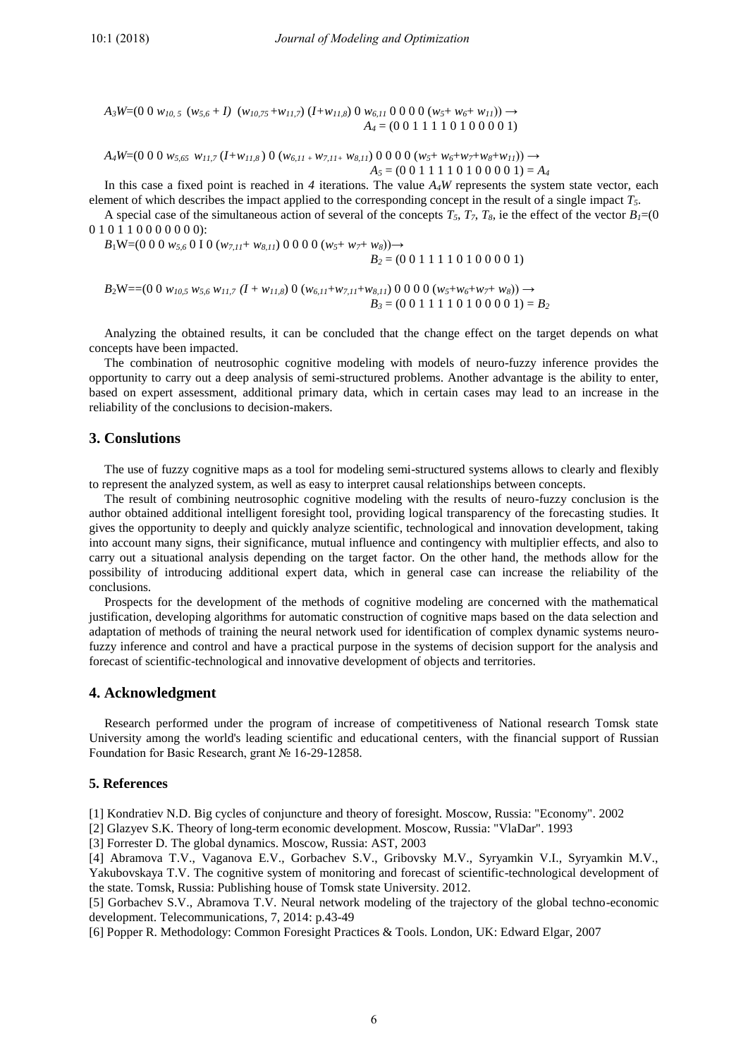$A_3W$=(0 0 $w_{10,5}$ $(w_{5,6} + I)$ $(w_{10,75} + w_{11,7})$ $(I + w_{11,8})$ 0 $w_{6,11}$ 0 0 0 0 $(w_5 + w_6 + w_{11})$) →
$A_4$ = (0 0 1 1 1 1 0 1 0 0 0 0 1)

$A_4W$=(0 0 0 $w_{5,65}$ $w_{11,7}$ $(I + w_{11,8})$ 0 $(w_{6,11} + w_{7,11} + w_{8,11})$ 0 0 0 0 $(w_5 + w_6 + w_7 + w_8 + w_{11})$) →
$A_5$ = (0 0 1 1 1 1 0 1 0 0 0 0 1) = $A_4$

In this case a fixed point is reached in *4* iterations. The value $A_4W$ represents the system state vector, each element of which describes the impact applied to the corresponding concept in the result of a single impact $T_5$.

A special case of the simultaneous action of several of the concepts $T_5$, $T_7$, $T_8$, ie the effect of the vector $B_1$=(0 0 1 0 1 1 0 0 0 0 0 0 0):

$B_1$W=(0 0 0 $w_{5,6}$ 0 I 0 $(w_{7,11} + w_{8,11})$ 0 0 0 0 $(w_5 + w_7 + w_8)$)→
$B_2$ = (0 0 1 1 1 1 0 1 0 0 0 0 1)

$B_2$W==(0 0 $w_{10,5}$ $w_{5,6}$ $w_{11,7}$ $(I + w_{11,8})$ 0 $(w_{6,11} + w_{7,11} + w_{8,11})$ 0 0 0 0 $(w_5 + w_6 + w_7 + w_8)$) →
$B_3$ = (0 0 1 1 1 1 0 1 0 0 0 0 1) = $B_2$

Analyzing the obtained results, it can be concluded that the change effect on the target depends on what concepts have been impacted.

The combination of neutrosophic cognitive modeling with models of neuro-fuzzy inference provides the opportunity to carry out a deep analysis of semi-structured problems. Another advantage is the ability to enter, based on expert assessment, additional primary data, which in certain cases may lead to an increase in the reliability of the conclusions to decision-makers.

## 3. Conslutions

The use of fuzzy cognitive maps as a tool for modeling semi-structured systems allows to clearly and flexibly to represent the analyzed system, as well as easy to interpret causal relationships between concepts.

The result of combining neutrosophic cognitive modeling with the results of neuro-fuzzy conclusion is the author obtained additional intelligent foresight tool, providing logical transparency of the forecasting studies. It gives the opportunity to deeply and quickly analyze scientific, technological and innovation development, taking into account many signs, their significance, mutual influence and contingency with multiplier effects, and also to carry out a situational analysis depending on the target factor. On the other hand, the methods allow for the possibility of introducing additional expert data, which in general case can increase the reliability of the conclusions.

Prospects for the development of the methods of cognitive modeling are concerned with the mathematical justification, developing algorithms for automatic construction of cognitive maps based on the data selection and adaptation of methods of training the neural network used for identification of complex dynamic systems neuro-fuzzy inference and control and have a practical purpose in the systems of decision support for the analysis and forecast of scientific-technological and innovative development of objects and territories.

## 4. Acknowledgment

Research performed under the program of increase of competitiveness of National research Tomsk state University among the world's leading scientific and educational centers, with the financial support of Russian Foundation for Basic Research, grant № 16-29-12858.

## 5. References

[1] Kondratiev N.D. Big cycles of conjuncture and theory of foresight. Moscow, Russia: "Economy". 2002

[2] Glazyev S.K. Theory of long-term economic development. Moscow, Russia: "VlaDar". 1993

[3] Forrester D. The global dynamics. Moscow, Russia: AST, 2003

[4] Abramova T.V., Vaganova E.V., Gorbachev S.V., Gribovsky M.V., Syryamkin V.I., Syryamkin M.V., Yakubovskaya T.V. The cognitive system of monitoring and forecast of scientific-technological development of the state. Tomsk, Russia: Publishing house of Tomsk state University. 2012.

[5] Gorbachev S.V., Abramova T.V. Neural network modeling of the trajectory of the global techno-economic development. Telecommunications, 7, 2014: p.43-49

[6] Popper R. Methodology: Common Foresight Practices & Tools. London, UK: Edward Elgar, 2007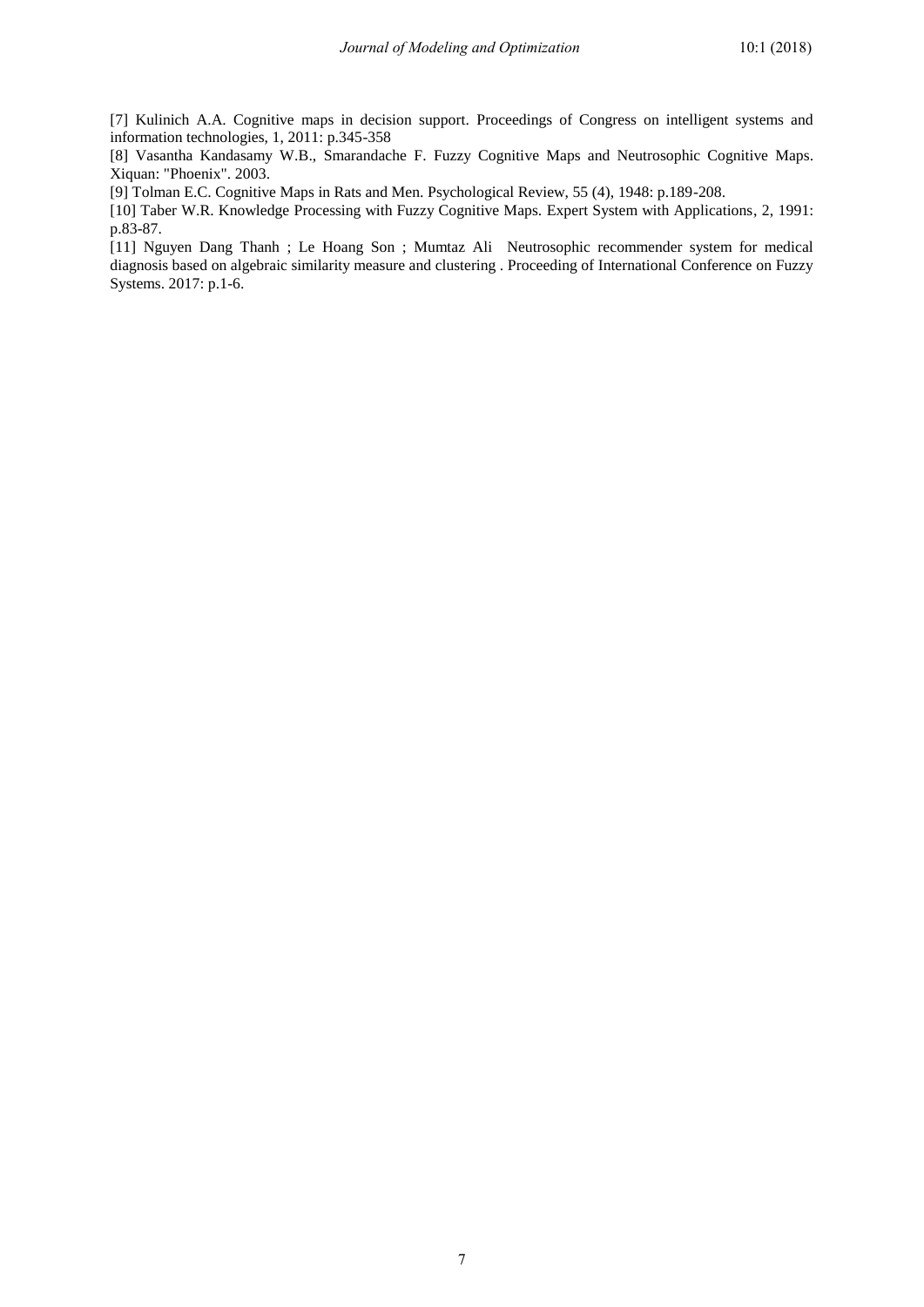[7] Kulinich A.A. Cognitive maps in decision support. Proceedings of Congress on intelligent systems and information technologies, 1, 2011: p.345-358

[8] Vasantha Kandasamy W.B., Smarandache F. Fuzzy Cognitive Maps and Neutrosophic Cognitive Maps. Xiquan: "Phoenix". 2003.

[9] Tolman E.C. Cognitive Maps in Rats and Men. Psychological Review, 55 (4), 1948: p.189-208.

[10] Taber W.R. Knowledge Processing with Fuzzy Cognitive Maps. Expert System with Applications, 2, 1991: p.83-87.

[11] Nguyen Dang Thanh ; Le Hoang Son ; Mumtaz Ali Neutrosophic recommender system for medical diagnosis based on algebraic similarity measure and clustering . Proceeding of International Conference on Fuzzy Systems. 2017: p.1-6.